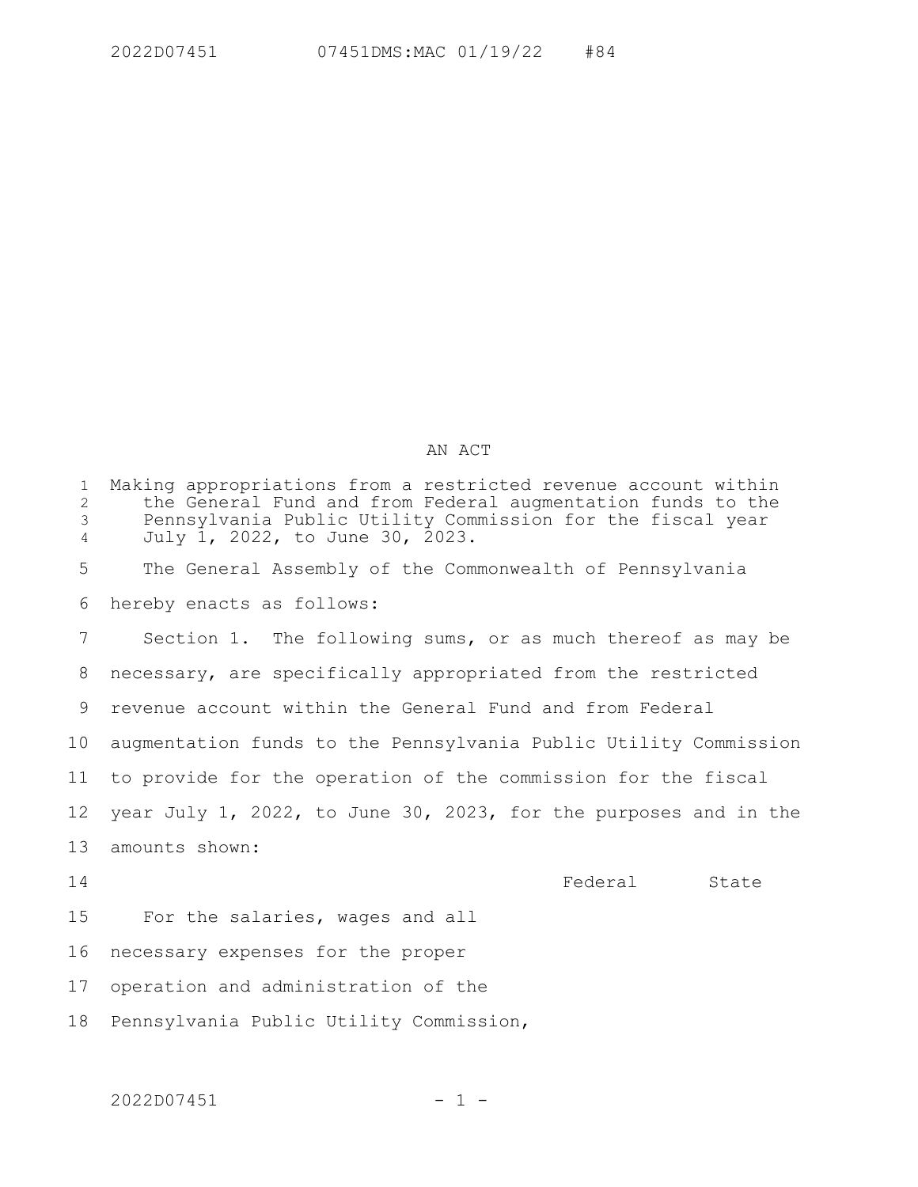AN ACT

Making appropriations from a restricted revenue account within the General Fund and from Federal augmentation funds to the Pennsylvania Public Utility Commission for the fiscal year July 1, 2022, to June 30, 2023.

The General Assembly of the Commonwealth of Pennsylvania hereby enacts as follows:

Section 1. The following sums, or as much thereof as may be necessary, are specifically appropriated from the restricted revenue account within the General Fund and from Federal augmentation funds to the Pennsylvania Public Utility Commission to provide for the operation of the commission for the fiscal year July 1, 2022, to June 30, 2023, for the purposes and in the amounts shown:

| | Federal | State |
|---|---|---|
| For the salaries, wages and all necessary expenses for the proper operation and administration of the Pennsylvania Public Utility Commission, | | |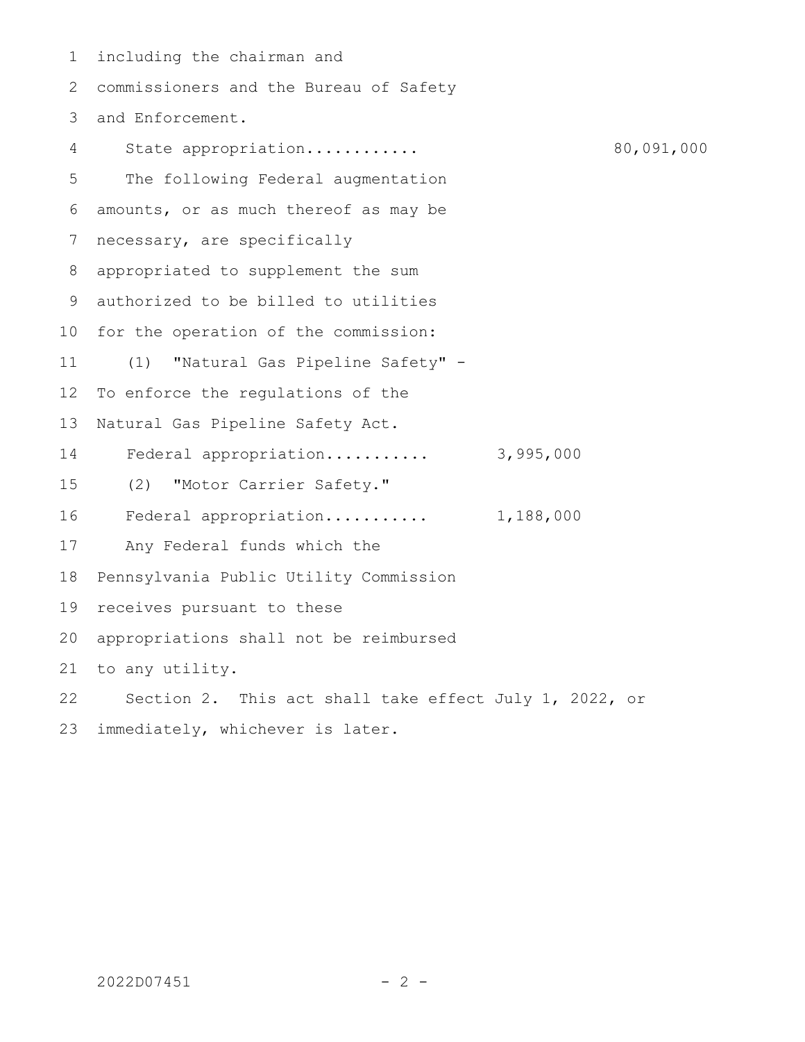including the chairman and commissioners and the Bureau of Safety and Enforcement.

State appropriation........... 80,091,000

The following Federal augmentation amounts, or as much thereof as may be necessary, are specifically appropriated to supplement the sum authorized to be billed to utilities for the operation of the commission:

(1) "Natural Gas Pipeline Safety" - To enforce the regulations of the Natural Gas Pipeline Safety Act.

Federal appropriation........... 3,995,000

(2) "Motor Carrier Safety."

Federal appropriation........... 1,188,000

Any Federal funds which the Pennsylvania Public Utility Commission receives pursuant to these appropriations shall not be reimbursed to any utility.

Section 2. This act shall take effect July 1, 2022, or immediately, whichever is later.